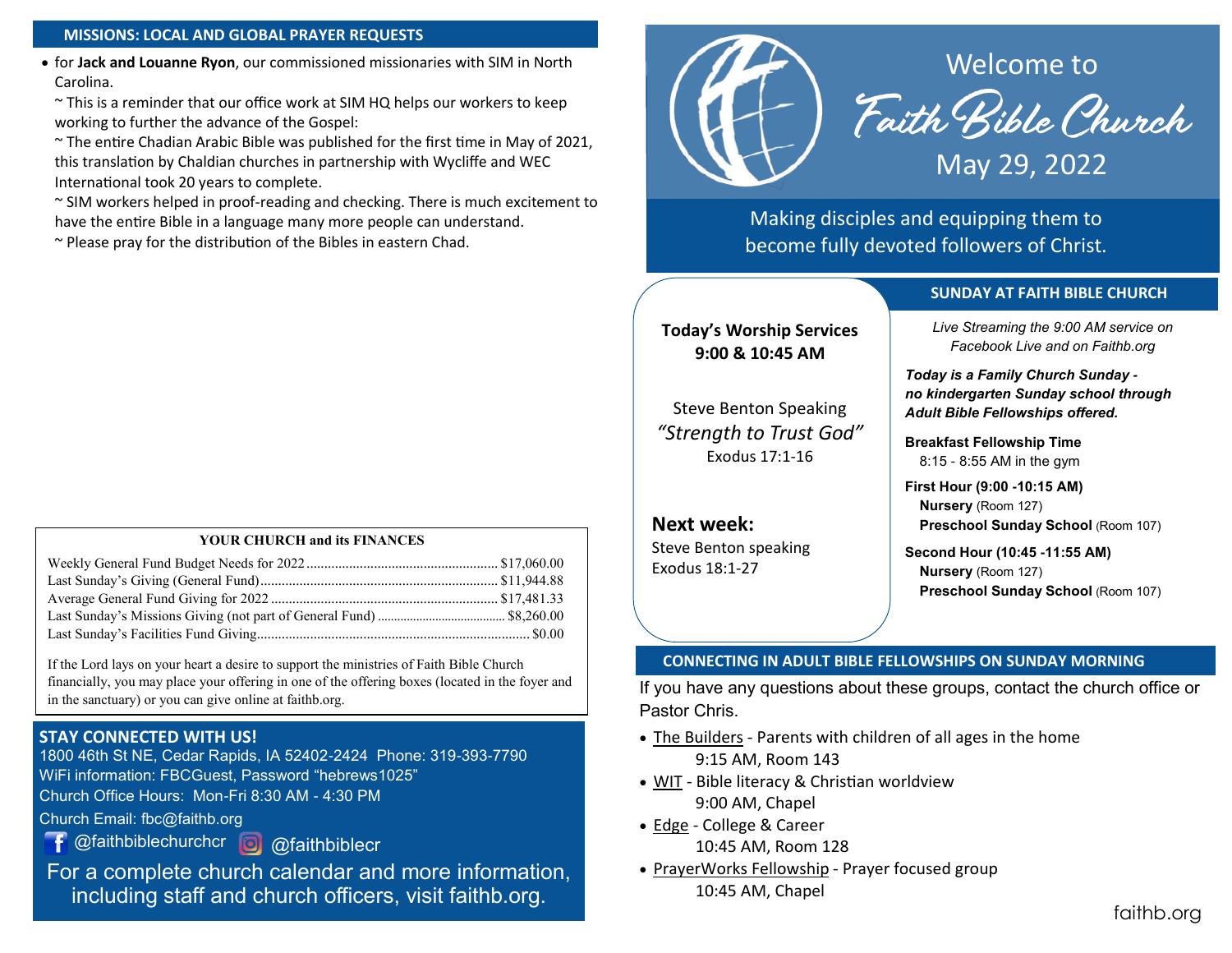## MISSIONS: LOCAL AND GLOBAL PRAYER REQUESTS

- for **Jack and Louanne Ryon**, our commissioned missionaries with SIM in North Carolina.

  ~ This is a reminder that our office work at SIM HQ helps our workers to keep working to further the advance of the Gospel:

  ~ The entire Chadian Arabic Bible was published for the first time in May of 2021, this translation by Chaldian churches in partnership with Wycliffe and WEC International took 20 years to complete.

  ~ SIM workers helped in proof-reading and checking. There is much excitement to have the entire Bible in a language many more people can understand.

  ~ Please pray for the distribution of the Bibles in eastern Chad.

### YOUR CHURCH and its FINANCES

| | |
|---|---|
| Weekly General Fund Budget Needs for 2022 | $17,060.00 |
| Last Sunday's Giving (General Fund) | $11,944.88 |
| Average General Fund Giving for 2022 | $17,481.33 |
| Last Sunday's Missions Giving (not part of General Fund) | $8,260.00 |
| Last Sunday's Facilities Fund Giving | $0.00 |

If the Lord lays on your heart a desire to support the ministries of Faith Bible Church financially, you may place your offering in one of the offering boxes (located in the foyer and in the sanctuary) or you can give online at faithb.org.

## STAY CONNECTED WITH US!

1800 46th St NE, Cedar Rapids, IA 52402-2424 Phone: 319-393-7790

WiFi information: FBCGuest, Password "hebrews1025"

Church Office Hours: Mon-Fri 8:30 AM - 4:30 PM

Church Email: fbc@faithb.org

@faithbiblechurchcr @faithbiblecr

For a complete church calendar and more information, including staff and church officers, visit faithb.org.

# Welcome to Faith Bible Church

May 29, 2022

Making disciples and equipping them to become fully devoted followers of Christ.

**Today's Worship Services**
**9:00 & 10:45 AM**

Steve Benton Speaking
*"Strength to Trust God"*
Exodus 17:1-16

**Next week:**
Steve Benton speaking
Exodus 18:1-27

## SUNDAY AT FAITH BIBLE CHURCH

*Live Streaming the 9:00 AM service on Facebook Live and on Faithb.org*

***Today is a Family Church Sunday - no kindergarten Sunday school through Adult Bible Fellowships offered.***

**Breakfast Fellowship Time**
8:15 - 8:55 AM in the gym

**First Hour (9:00 -10:15 AM)**
**Nursery** (Room 127)
**Preschool Sunday School** (Room 107)

**Second Hour (10:45 -11:55 AM)**
**Nursery** (Room 127)
**Preschool Sunday School** (Room 107)

## CONNECTING IN ADULT BIBLE FELLOWSHIPS ON SUNDAY MORNING

If you have any questions about these groups, contact the church office or Pastor Chris.

- The Builders - Parents with children of all ages in the home
  9:15 AM, Room 143
- WIT - Bible literacy & Christian worldview
  9:00 AM, Chapel
- Edge - College & Career
  10:45 AM, Room 128
- PrayerWorks Fellowship - Prayer focused group
  10:45 AM, Chapel

faithb.org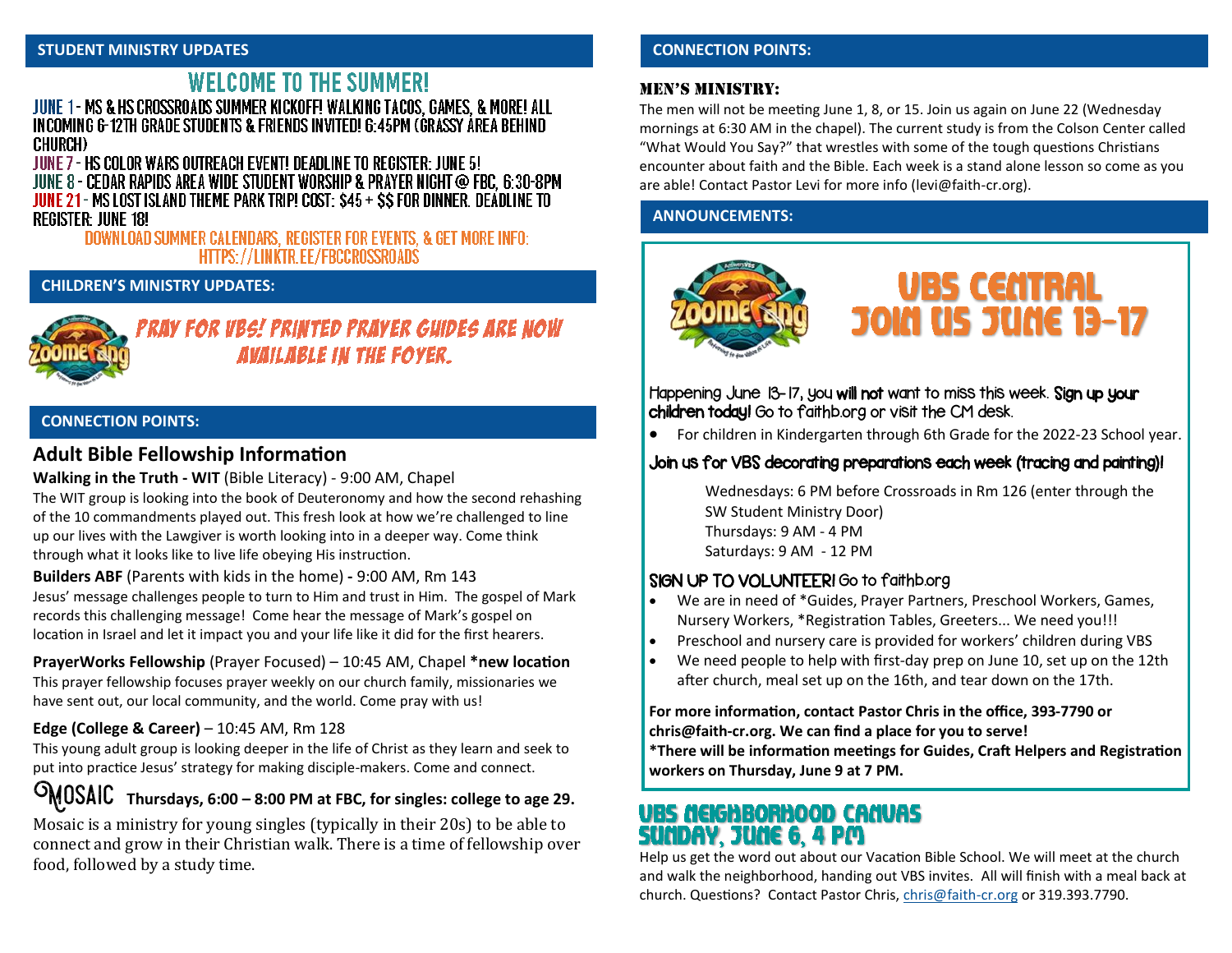## STUDENT MINISTRY UPDATES

### WELCOME TO THE SUMMER!

JUNE 1 - MS & HS CROSSROADS SUMMER KICKOFF! WALKING TACOS, GAMES, & MORE! ALL INCOMING 6-12TH GRADE STUDENTS & FRIENDS INVITED! 6:45PM (GRASSY AREA BEHIND CHURCH)

JUNE 7 - HS COLOR WARS OUTREACH EVENT! DEADLINE TO REGISTER: JUNE 5!

JUNE 8 - CEDAR RAPIDS AREA WIDE STUDENT WORSHIP & PRAYER NIGHT @ FBC, 6:30-8PM

JUNE 21 - MS LOST ISLAND THEME PARK TRIP! COST: $45 + $$ FOR DINNER. DEADLINE TO REGISTER: JUNE 18!

DOWNLOAD SUMMER CALENDARS, REGISTER FOR EVENTS, & GET MORE INFO: HTTPS://LINKTR.EE/FBCCROSSROADS

## CHILDREN'S MINISTRY UPDATES:

*PRAY FOR VBS! PRINTED PRAYER GUIDES ARE NOW AVAILABLE IN THE FOYER.*

## CONNECTION POINTS:

### Adult Bible Fellowship Information

**Walking in the Truth - WIT** (Bible Literacy) - 9:00 AM, Chapel

The WIT group is looking into the book of Deuteronomy and how the second rehashing of the 10 commandments played out. This fresh look at how we're challenged to line up our lives with the Lawgiver is worth looking into in a deeper way. Come think through what it looks like to live life obeying His instruction.

**Builders ABF** (Parents with kids in the home) **-** 9:00 AM, Rm 143

Jesus' message challenges people to turn to Him and trust in Him. The gospel of Mark records this challenging message! Come hear the message of Mark's gospel on location in Israel and let it impact you and your life like it did for the first hearers.

**PrayerWorks Fellowship** (Prayer Focused) – 10:45 AM, Chapel **\*new location**

This prayer fellowship focuses prayer weekly on our church family, missionaries we have sent out, our local community, and the world. Come pray with us!

**Edge (College & Career)** – 10:45 AM, Rm 128

This young adult group is looking deeper in the life of Christ as they learn and seek to put into practice Jesus' strategy for making disciple-makers. Come and connect.

**MOSAIC Thursdays, 6:00 – 8:00 PM at FBC, for singles: college to age 29.**

Mosaic is a ministry for young singles (typically in their 20s) to be able to connect and grow in their Christian walk. There is a time of fellowship over food, followed by a study time.

## CONNECTION POINTS:

### MEN'S MINISTRY:

The men will not be meeting June 1, 8, or 15. Join us again on June 22 (Wednesday mornings at 6:30 AM in the chapel). The current study is from the Colson Center called "What Would You Say?" that wrestles with some of the tough questions Christians encounter about faith and the Bible. Each week is a stand alone lesson so come as you are able! Contact Pastor Levi for more info (levi@faith-cr.org).

## ANNOUNCEMENTS:

### VBS CENTRAL JOIN US JUNE 13-17

Happening June 13-17, you **will not** want to miss this week. **Sign up your children today!** Go to faithb.org or visit the CM desk.

- For children in Kindergarten through 6th Grade for the 2022-23 School year.

**Join us for VBS decorating preparations each week (tracing and painting)!**

Wednesdays: 6 PM before Crossroads in Rm 126 (enter through the SW Student Ministry Door)
Thursdays: 9 AM - 4 PM
Saturdays: 9 AM - 12 PM

**SIGN UP TO VOLUNTEER!** Go to faithb.org

- We are in need of \*Guides, Prayer Partners, Preschool Workers, Games, Nursery Workers, \*Registration Tables, Greeters... We need you!!!
- Preschool and nursery care is provided for workers' children during VBS
- We need people to help with first-day prep on June 10, set up on the 12th after church, meal set up on the 16th, and tear down on the 17th.

**For more information, contact Pastor Chris in the office, 393-7790 or chris@faith-cr.org. We can find a place for you to serve!**
**\*There will be information meetings for Guides, Craft Helpers and Registration workers on Thursday, June 9 at 7 PM.**

### VBS NEIGHBORHOOD CANVAS SUNDAY, JUNE 6, 4 PM

Help us get the word out about our Vacation Bible School. We will meet at the church and walk the neighborhood, handing out VBS invites. All will finish with a meal back at church. Questions? Contact Pastor Chris, chris@faith-cr.org or 319.393.7790.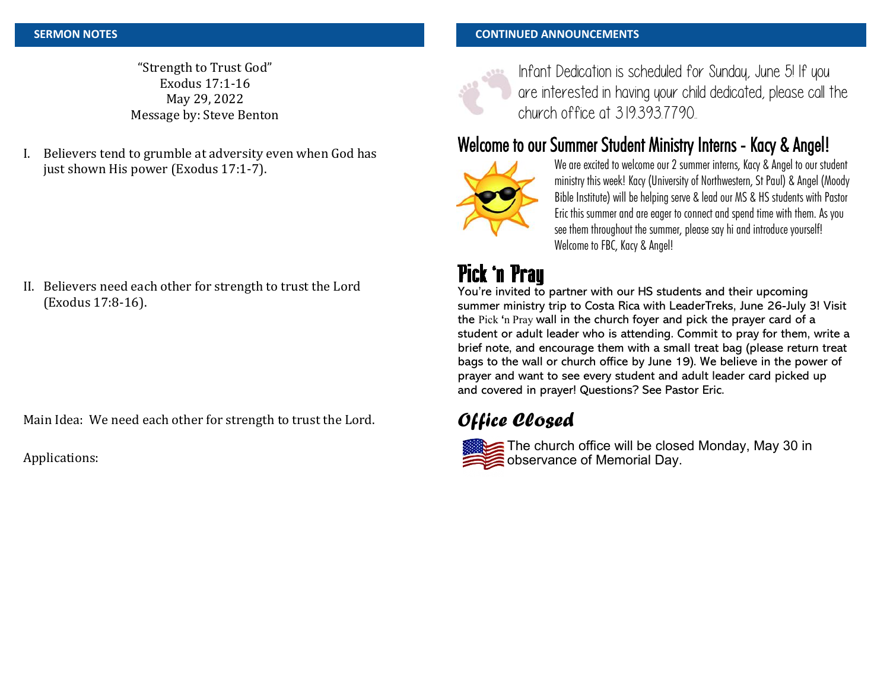## SERMON NOTES

"Strength to Trust God"
Exodus 17:1-16
May 29, 2022
Message by: Steve Benton

I. Believers tend to grumble at adversity even when God has just shown His power (Exodus 17:1-7).

II. Believers need each other for strength to trust the Lord (Exodus 17:8-16).

Main Idea: We need each other for strength to trust the Lord.

Applications:

## CONTINUED ANNOUNCEMENTS

Infant Dedication is scheduled for Sunday, June 5! If you are interested in having your child dedicated, please call the church office at 319.393.7790.

### Welcome to our Summer Student Ministry Interns - Kacy & Angel!

We are excited to welcome our 2 summer interns, Kacy & Angel to our student ministry this week! Kacy (University of Northwestern, St Paul) & Angel (Moody Bible Institute) will be helping serve & lead our MS & HS students with Pastor Eric this summer and are eager to connect and spend time with them. As you see them throughout the summer, please say hi and introduce yourself! Welcome to FBC, Kacy & Angel!

### Pick 'n Pray

You're invited to partner with our HS students and their upcoming summer ministry trip to Costa Rica with LeaderTreks, June 26-July 3! Visit the Pick 'n Pray wall in the church foyer and pick the prayer card of a student or adult leader who is attending. Commit to pray for them, write a brief note, and encourage them with a small treat bag (please return treat bags to the wall or church office by June 19). We believe in the power of prayer and want to see every student and adult leader card picked up and covered in prayer! Questions? See Pastor Eric.

### *Office Closed*

The church office will be closed Monday, May 30 in observance of Memorial Day.